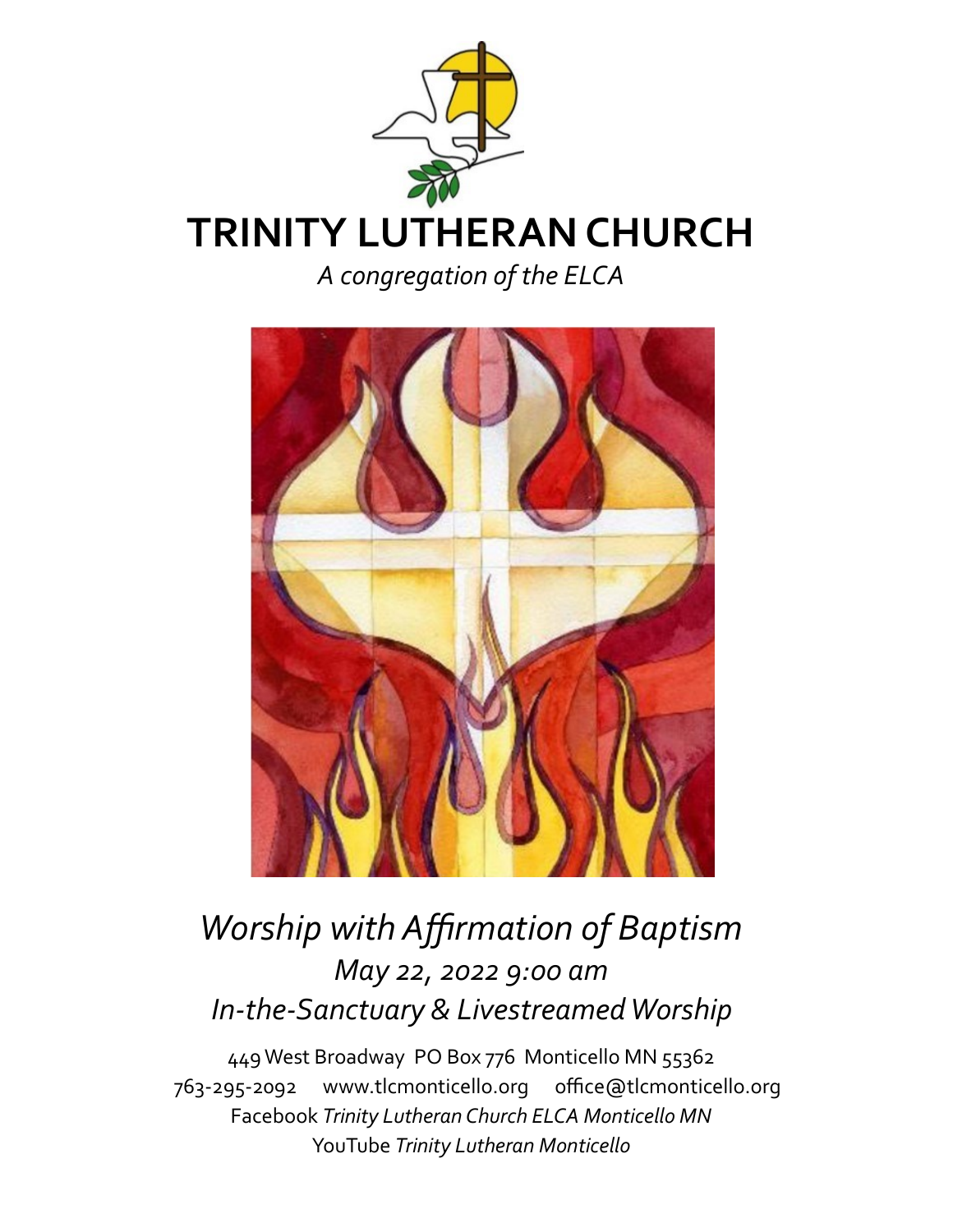# TRINITY LUTHERAN CHURCH

*A congregation of the ELCA*

## *Worship with Affirmation of Baptism*

*May 22, 2022 9:00 am*

*In-the-Sanctuary & Livestreamed Worship*

449 West Broadway PO Box 776 Monticello MN 55362

763-295-2092 www.tlcmonticello.org office@tlcmonticello.org

Facebook *Trinity Lutheran Church ELCA Monticello MN*

YouTube *Trinity Lutheran Monticello*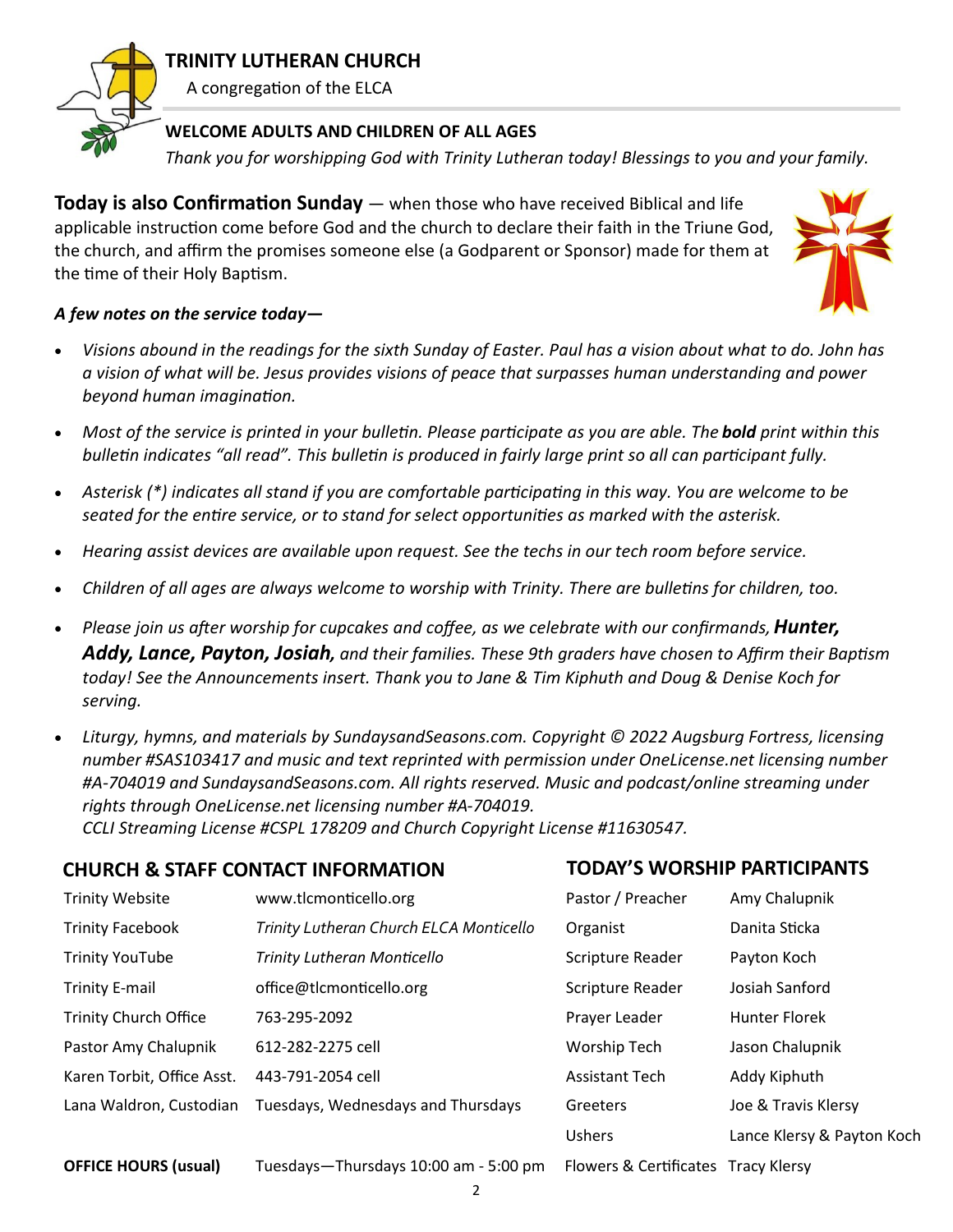# TRINITY LUTHERAN CHURCH

A congregation of the ELCA

**WELCOME ADULTS AND CHILDREN OF ALL AGES**

*Thank you for worshipping God with Trinity Lutheran today! Blessings to you and your family.*

**Today is also Confirmation Sunday** — when those who have received Biblical and life applicable instruction come before God and the church to declare their faith in the Triune God, the church, and affirm the promises someone else (a Godparent or Sponsor) made for them at the time of their Holy Baptism.

***A few notes on the service today—***

- *Visions abound in the readings for the sixth Sunday of Easter. Paul has a vision about what to do. John has a vision of what will be. Jesus provides visions of peace that surpasses human understanding and power beyond human imagination.*
- *Most of the service is printed in your bulletin. Please participate as you are able. The **bold** print within this bulletin indicates "all read". This bulletin is produced in fairly large print so all can participant fully.*
- *Asterisk (*) indicates all stand if you are comfortable participating in this way. You are welcome to be seated for the entire service, or to stand for select opportunities as marked with the asterisk.*
- *Hearing assist devices are available upon request. See the techs in our tech room before service.*
- *Children of all ages are always welcome to worship with Trinity. There are bulletins for children, too.*
- *Please join us after worship for cupcakes and coffee, as we celebrate with our confirmands, **Hunter, Addy, Lance, Payton, Josiah,** and their families. These 9th graders have chosen to Affirm their Baptism today! See the Announcements insert. Thank you to Jane & Tim Kiphuth and Doug & Denise Koch for serving.*
- *Liturgy, hymns, and materials by SundaysandSeasons.com. Copyright © 2022 Augsburg Fortress, licensing number #SAS103417 and music and text reprinted with permission under OneLicense.net licensing number #A-704019 and SundaysandSeasons.com. All rights reserved. Music and podcast/online streaming under rights through OneLicense.net licensing number #A-704019.*
  *CCLI Streaming License #CSPL 178209 and Church Copyright License #11630547.*

## CHURCH & STAFF CONTACT INFORMATION

| | |
|---|---|
| Trinity Website | www.tlcmonticello.org |
| Trinity Facebook | *Trinity Lutheran Church ELCA Monticello* |
| Trinity YouTube | *Trinity Lutheran Monticello* |
| Trinity E-mail | office@tlcmonticello.org |
| Trinity Church Office | 763-295-2092 |
| Pastor Amy Chalupnik | 612-282-2275 cell |
| Karen Torbit, Office Asst. | 443-791-2054 cell |
| Lana Waldron, Custodian | Tuesdays, Wednesdays and Thursdays |
| **OFFICE HOURS (usual)** | Tuesdays—Thursdays 10:00 am - 5:00 pm |

## TODAY'S WORSHIP PARTICIPANTS

| | |
|---|---|
| Pastor / Preacher | Amy Chalupnik |
| Organist | Danita Sticka |
| Scripture Reader | Payton Koch |
| Scripture Reader | Josiah Sanford |
| Prayer Leader | Hunter Florek |
| Worship Tech | Jason Chalupnik |
| Assistant Tech | Addy Kiphuth |
| Greeters | Joe & Travis Klersy |
| Ushers | Lance Klersy & Payton Koch |
| Flowers & Certificates | Tracy Klersy |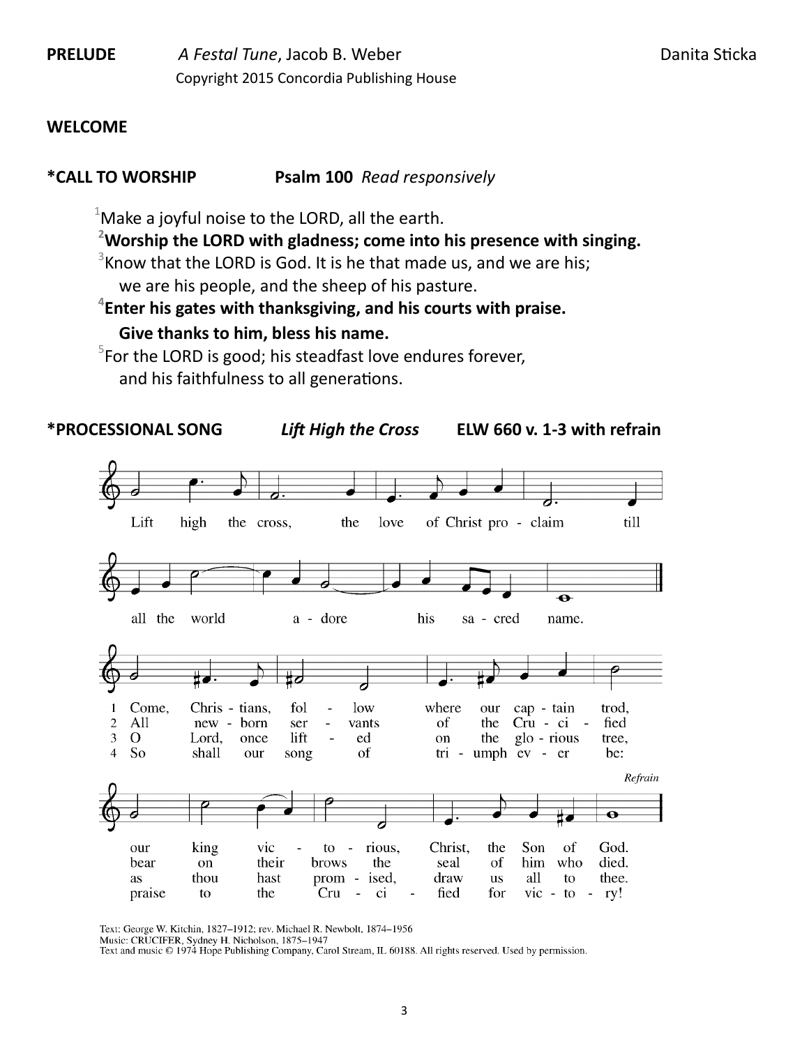**PRELUDE** *A Festal Tune*, Jacob B. Weber Danita Sticka

Copyright 2015 Concordia Publishing House

**WELCOME**

**\*CALL TO WORSHIP** **Psalm 100** *Read responsively*

1 Make a joyful noise to the LORD, all the earth.

**2 Worship the LORD with gladness; come into his presence with singing.**

3 Know that the LORD is God. It is he that made us, and we are his;
we are his people, and the sheep of his pasture.

**4 Enter his gates with thanksgiving, and his courts with praise.**
**Give thanks to him, bless his name.**

5 For the LORD is good; his steadfast love endures forever,
and his faithfulness to all generations.

**\*PROCESSIONAL SONG** ***Lift High the Cross*** **ELW 660 v. 1-3 with refrain**

Lift high the cross, the love of Christ proclaim till all the world adore his sacred name.

1 Come, Christians, follow where our captain trod, our king victorious, Christ, the Son of God.
2 All newborn servants of the Crucified bear on their brows the seal of him who died.
3 O Lord, once lifted on the glorious tree, as thou hast promised, draw us all to thee.
4 So shall our song of triumph ever be: praise to the Crucified for victory!

*Refrain*

Text: George W. Kitchin, 1827–1912; rev. Michael R. Newbolt, 1874–1956
Music: CRUCIFER, Sydney H. Nicholson, 1875–1947
Text and music © 1974 Hope Publishing Company, Carol Stream, IL 60188. All rights reserved. Used by permission.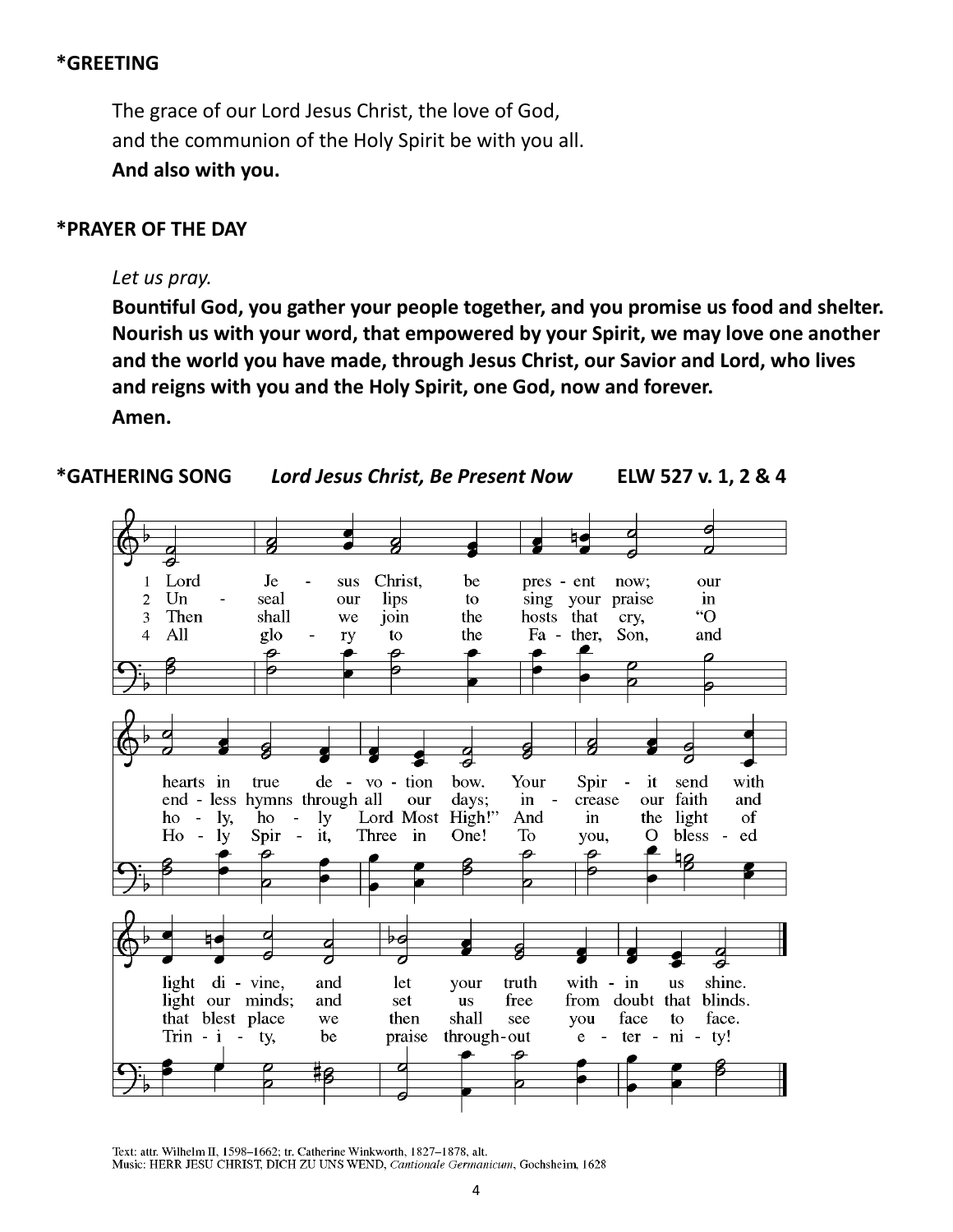**\*GREETING**

The grace of our Lord Jesus Christ, the love of God,
and the communion of the Holy Spirit be with you all.
**And also with you.**

**\*PRAYER OF THE DAY**

*Let us pray.*

**Bountiful God, you gather your people together, and you promise us food and shelter. Nourish us with your word, that empowered by your Spirit, we may love one another and the world you have made, through Jesus Christ, our Savior and Lord, who lives and reigns with you and the Holy Spirit, one God, now and forever.**

**Amen.**

**\*GATHERING SONG** ***Lord Jesus Christ, Be Present Now*** **ELW 527 v. 1, 2 & 4**

1 Lord Jesus Christ, be present now; our hearts in true devotion bow. Your Spirit send with light divine, and let your truth within us shine.

2 Unseal our lips to sing your praise in endless hymns through all our days; increase our faith and light our minds; and set us free from doubt that blinds.

3 Then shall we join the hosts that cry, "O holy, holy, holy Lord Most High!" And in the light of that blest place we then shall see you face to face.

4 All glory to the Father, Son, and Holy Spirit, Three in One! To you, O blessed Trinity, be praise throughout eternity!

Text: attr. Wilhelm II, 1598–1662; tr. Catherine Winkworth, 1827–1878, alt.
Music: HERR JESU CHRIST, DICH ZU UNS WEND, *Cantionale Germanicum*, Gochsheim, 1628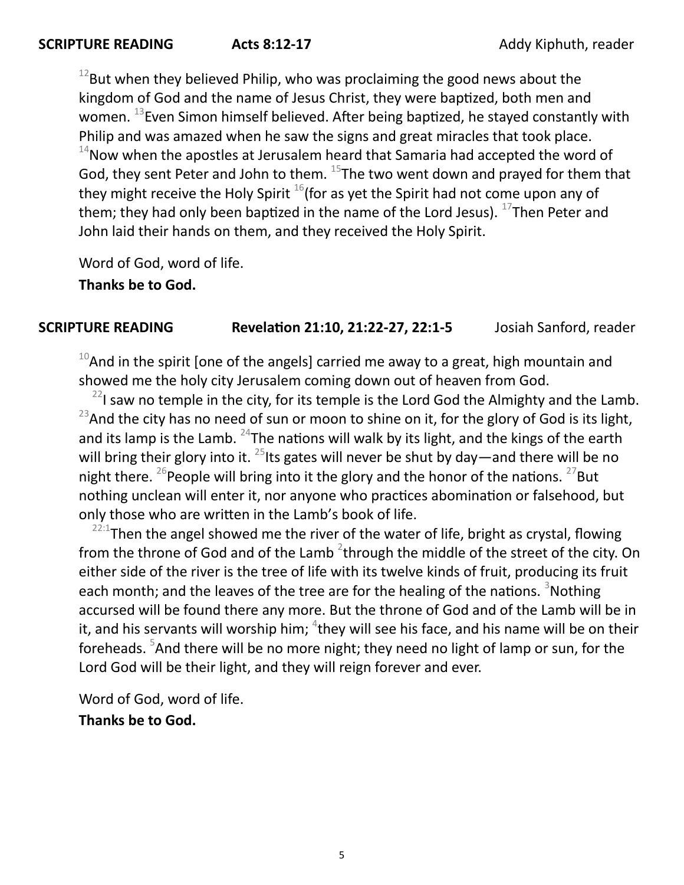**SCRIPTURE READING** **Acts 8:12-17** Addy Kiphuth, reader

[12]But when they believed Philip, who was proclaiming the good news about the kingdom of God and the name of Jesus Christ, they were baptized, both men and women. [13]Even Simon himself believed. After being baptized, he stayed constantly with Philip and was amazed when he saw the signs and great miracles that took place. [14]Now when the apostles at Jerusalem heard that Samaria had accepted the word of God, they sent Peter and John to them. [15]The two went down and prayed for them that they might receive the Holy Spirit [16](for as yet the Spirit had not come upon any of them; they had only been baptized in the name of the Lord Jesus). [17]Then Peter and John laid their hands on them, and they received the Holy Spirit.

Word of God, word of life.
**Thanks be to God.**

**SCRIPTURE READING** **Revelation 21:10, 21:22-27, 22:1-5** Josiah Sanford, reader

[10]And in the spirit [one of the angels] carried me away to a great, high mountain and showed me the holy city Jerusalem coming down out of heaven from God.

[22]I saw no temple in the city, for its temple is the Lord God the Almighty and the Lamb. [23]And the city has no need of sun or moon to shine on it, for the glory of God is its light, and its lamp is the Lamb. [24]The nations will walk by its light, and the kings of the earth will bring their glory into it. [25]Its gates will never be shut by day—and there will be no night there. [26]People will bring into it the glory and the honor of the nations. [27]But nothing unclean will enter it, nor anyone who practices abomination or falsehood, but only those who are written in the Lamb's book of life.

[22:1]Then the angel showed me the river of the water of life, bright as crystal, flowing from the throne of God and of the Lamb [2]through the middle of the street of the city. On either side of the river is the tree of life with its twelve kinds of fruit, producing its fruit each month; and the leaves of the tree are for the healing of the nations. [3]Nothing accursed will be found there any more. But the throne of God and of the Lamb will be in it, and his servants will worship him; [4]they will see his face, and his name will be on their foreheads. [5]And there will be no more night; they need no light of lamp or sun, for the Lord God will be their light, and they will reign forever and ever.

Word of God, word of life.
**Thanks be to God.**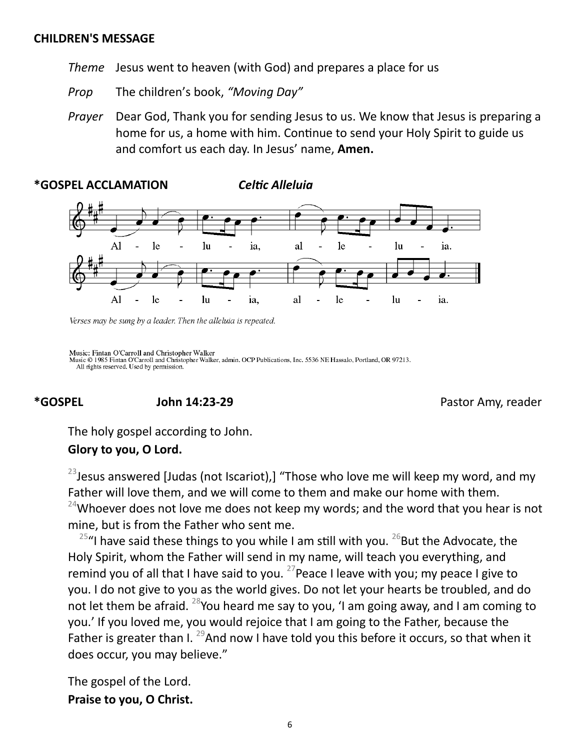**CHILDREN'S MESSAGE**

*Theme* Jesus went to heaven (with God) and prepares a place for us

*Prop* The children's book, *"Moving Day"*

*Prayer* Dear God, Thank you for sending Jesus to us. We know that Jesus is preparing a home for us, a home with him. Continue to send your Holy Spirit to guide us and comfort us each day. In Jesus' name, **Amen.**

**\*GOSPEL ACCLAMATION** ***Celtic Alleluia***

Al - le - lu - ia, al - le - lu - ia.

Al - le - lu - ia, al - le - lu - ia.

*Verses may be sung by a leader. Then the alleluia is repeated.*

Music: Fintan O'Carroll and Christopher Walker
Music © 1985 Fintan O'Carroll and Christopher Walker, admin. OCP Publications, Inc. 5536 NE Hassalo, Portland, OR 97213.
All rights reserved. Used by permission.

**\*GOSPEL** **John 14:23-29** Pastor Amy, reader

The holy gospel according to John.
**Glory to you, O Lord.**

[23]Jesus answered [Judas (not Iscariot),] "Those who love me will keep my word, and my Father will love them, and we will come to them and make our home with them. [24]Whoever does not love me does not keep my words; and the word that you hear is not mine, but is from the Father who sent me.

[25]"I have said these things to you while I am still with you. [26]But the Advocate, the Holy Spirit, whom the Father will send in my name, will teach you everything, and remind you of all that I have said to you. [27]Peace I leave with you; my peace I give to you. I do not give to you as the world gives. Do not let your hearts be troubled, and do not let them be afraid. [28]You heard me say to you, 'I am going away, and I am coming to you.' If you loved me, you would rejoice that I am going to the Father, because the Father is greater than I. [29]And now I have told you this before it occurs, so that when it does occur, you may believe."

The gospel of the Lord.
**Praise to you, O Christ.**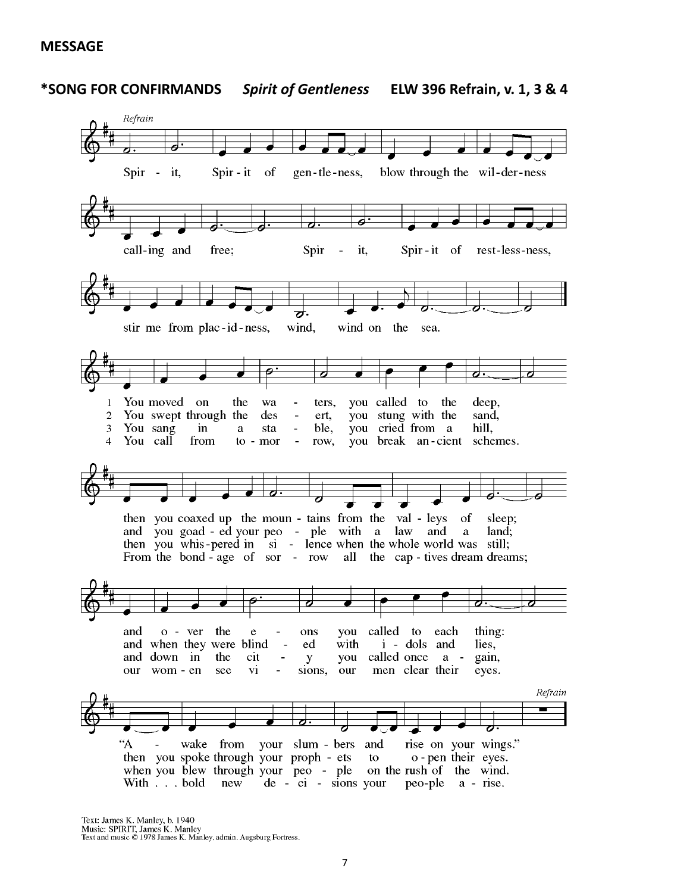**MESSAGE**

***SONG FOR CONFIRMANDS** ***Spirit of Gentleness*** **ELW 396 Refrain, v. 1, 3 & 4**

*Refrain*

Spirit, Spirit of gentleness, blow through the wilderness calling and free;
Spirit, Spirit of restlessness, stir me from placidness, wind, wind on the sea.

1 You moved on the waters, you called to the deep, then you coaxed up the mountains from the valleys of sleep; and over the eons you called to each thing: "Awake from your slumbers and rise on your wings."

2 You swept through the desert, you stung with the sand, and you goaded your people with a law and a land; and when they were blinded with idols and lies, then you spoke through your prophets to open their eyes.

3 You sang in a stable, you cried from a hill, then you whispered in silence when the whole world was still; and down in the city you called once again, when you blew through your people on the rush of the wind.

4 You call from tomorrow, you break ancient schemes. From the bondage of sorrow all the captives dream dreams; our women see visions, our men clear their eyes. With . . . bold new decisions your people arise.

*Refrain*

Text: James K. Manley, b. 1940
Music: SPIRIT, James K. Manley
Text and music © 1978 James K. Manley, admin. Augsburg Fortress.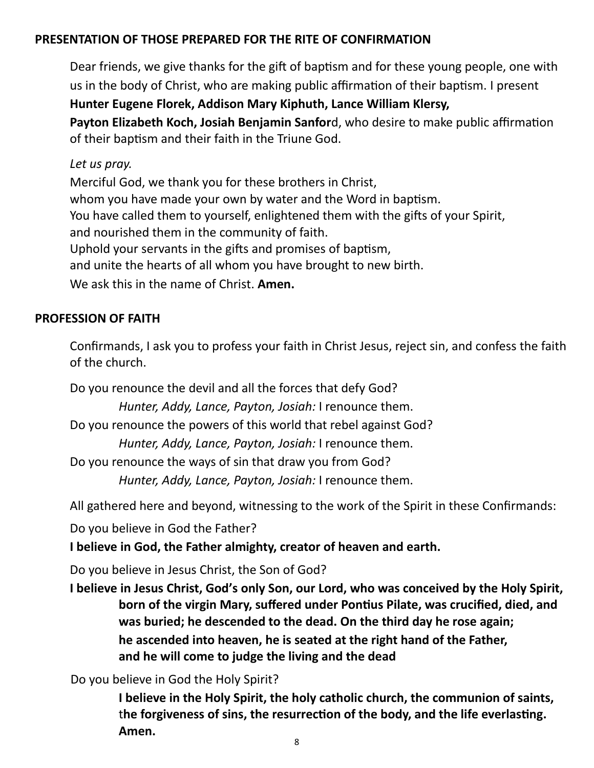## PRESENTATION OF THOSE PREPARED FOR THE RITE OF CONFIRMATION

Dear friends, we give thanks for the gift of baptism and for these young people, one with us in the body of Christ, who are making public affirmation of their baptism. I present **Hunter Eugene Florek, Addison Mary Kiphuth, Lance William Klersy, Payton Elizabeth Koch, Josiah Benjamin Sanfor**d, who desire to make public affirmation of their baptism and their faith in the Triune God.

*Let us pray.*

Merciful God, we thank you for these brothers in Christ,
whom you have made your own by water and the Word in baptism.
You have called them to yourself, enlightened them with the gifts of your Spirit,
and nourished them in the community of faith.
Uphold your servants in the gifts and promises of baptism,
and unite the hearts of all whom you have brought to new birth.
We ask this in the name of Christ. **Amen.**

## PROFESSION OF FAITH

Confirmands, I ask you to profess your faith in Christ Jesus, reject sin, and confess the faith of the church.

Do you renounce the devil and all the forces that defy God?

*Hunter, Addy, Lance, Payton, Josiah:* I renounce them.

Do you renounce the powers of this world that rebel against God?

*Hunter, Addy, Lance, Payton, Josiah:* I renounce them.

Do you renounce the ways of sin that draw you from God?

*Hunter, Addy, Lance, Payton, Josiah:* I renounce them.

All gathered here and beyond, witnessing to the work of the Spirit in these Confirmands:

Do you believe in God the Father?

**I believe in God, the Father almighty, creator of heaven and earth.**

Do you believe in Jesus Christ, the Son of God?

**I believe in Jesus Christ, God's only Son, our Lord, who was conceived by the Holy Spirit, born of the virgin Mary, suffered under Pontius Pilate, was crucified, died, and was buried; he descended to the dead. On the third day he rose again; he ascended into heaven, he is seated at the right hand of the Father, and he will come to judge the living and the dead**

Do you believe in God the Holy Spirit?

**I believe in the Holy Spirit, the holy catholic church, the communion of saints, the forgiveness of sins, the resurrection of the body, and the life everlasting. Amen.**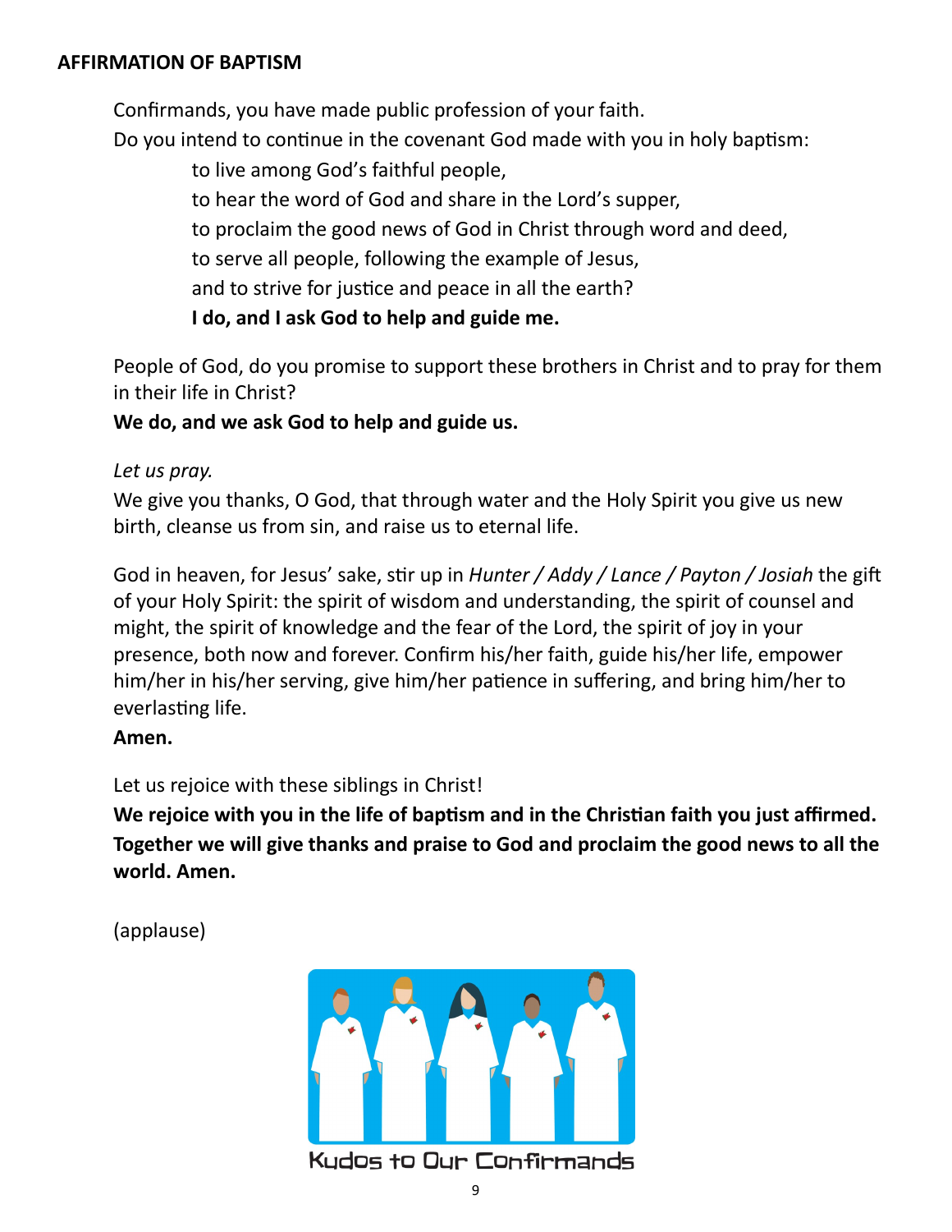## AFFIRMATION OF BAPTISM

Confirmands, you have made public profession of your faith.
Do you intend to continue in the covenant God made with you in holy baptism:

to live among God's faithful people,
to hear the word of God and share in the Lord's supper,
to proclaim the good news of God in Christ through word and deed,
to serve all people, following the example of Jesus,
and to strive for justice and peace in all the earth?
**I do, and I ask God to help and guide me.**

People of God, do you promise to support these brothers in Christ and to pray for them in their life in Christ?
**We do, and we ask God to help and guide us.**

*Let us pray.*
We give you thanks, O God, that through water and the Holy Spirit you give us new birth, cleanse us from sin, and raise us to eternal life.

God in heaven, for Jesus' sake, stir up in *Hunter / Addy / Lance / Payton / Josiah* the gift of your Holy Spirit: the spirit of wisdom and understanding, the spirit of counsel and might, the spirit of knowledge and the fear of the Lord, the spirit of joy in your presence, both now and forever. Confirm his/her faith, guide his/her life, empower him/her in his/her serving, give him/her patience in suffering, and bring him/her to everlasting life.
**Amen.**

Let us rejoice with these siblings in Christ!
**We rejoice with you in the life of baptism and in the Christian faith you just affirmed. Together we will give thanks and praise to God and proclaim the good news to all the world. Amen.**

(applause)

Kudos to Our Confirmands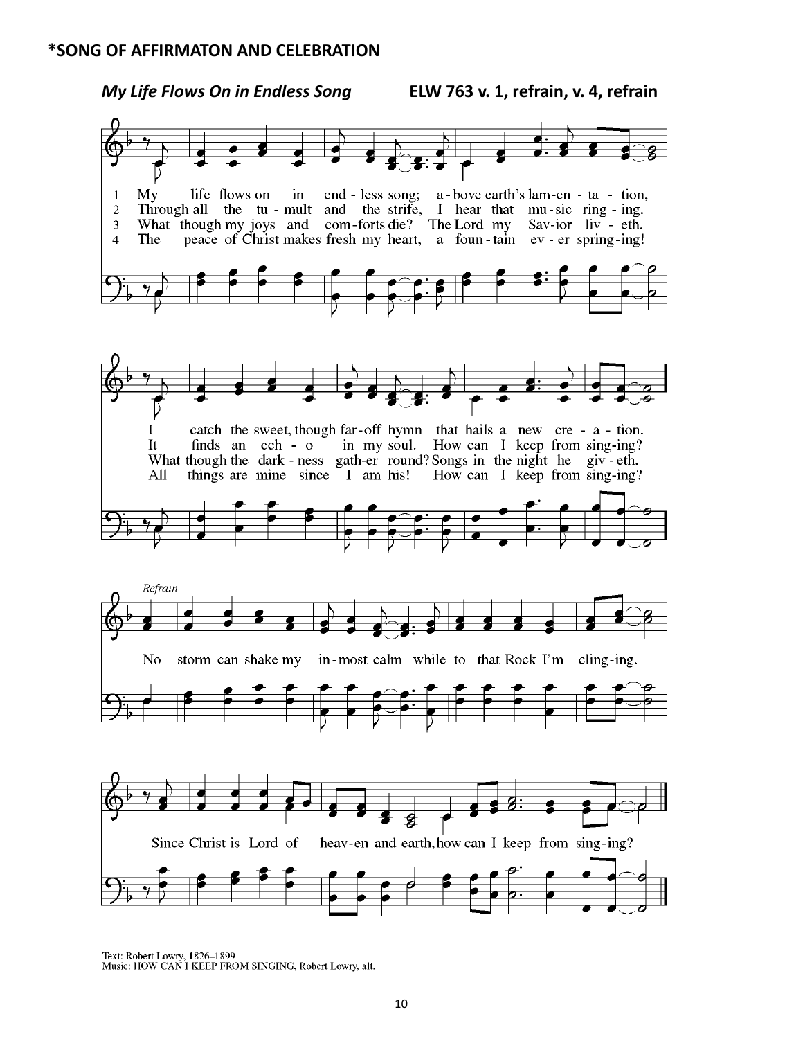**\*SONG OF AFFIRMATON AND CELEBRATION**

***My Life Flows On in Endless Song*** **ELW 763 v. 1, refrain, v. 4, refrain**

1 My life flows on in end - less song; a - bove earth's lam-en - ta - tion,
I catch the sweet, though far - off hymn that hails a new cre - a - tion.

2 Through all the tu - mult and the strife, I hear that mu - sic ring - ing.
It finds an ech - o in my soul. How can I keep from sing-ing?

3 What though my joys and com-forts die? The Lord my Sav-ior liv - eth.
What though the dark - ness gath-er round? Songs in the night he giv - eth.

4 The peace of Christ makes fresh my heart, a foun - tain ev - er spring-ing!
All things are mine since I am his! How can I keep from sing-ing?

*Refrain*

No storm can shake my in - most calm while to that Rock I'm cling-ing.
Since Christ is Lord of heav-en and earth, how can I keep from sing-ing?

Text: Robert Lowry, 1826–1899
Music: HOW CAN I KEEP FROM SINGING, Robert Lowry, alt.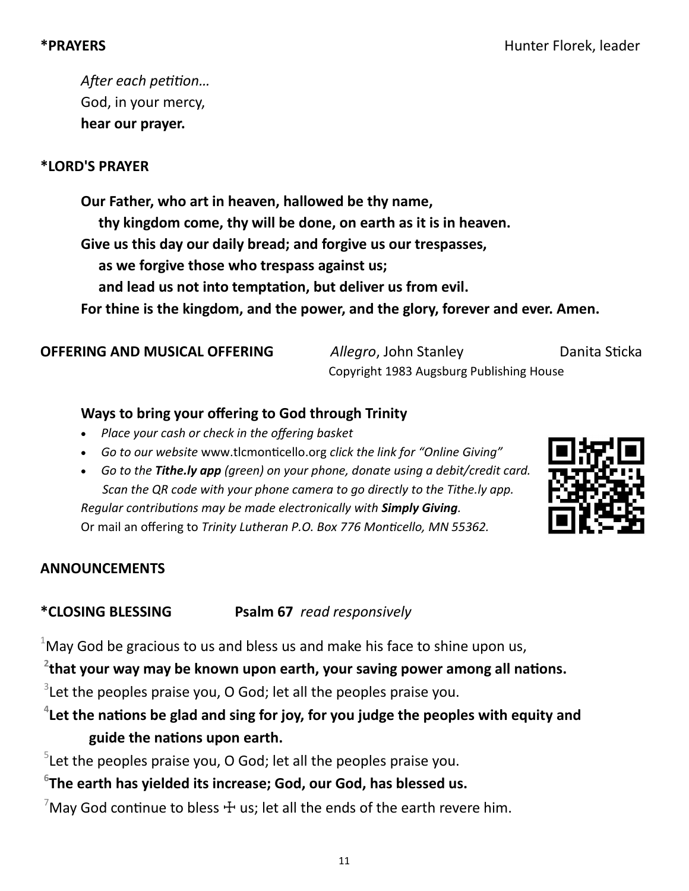**\*PRAYERS** Hunter Florek, leader

*After each petition…*
God, in your mercy,
**hear our prayer.**

**\*LORD'S PRAYER**

**Our Father, who art in heaven, hallowed be thy name,**
**thy kingdom come, thy will be done, on earth as it is in heaven.**
**Give us this day our daily bread; and forgive us our trespasses,**
**as we forgive those who trespass against us;**
**and lead us not into temptation, but deliver us from evil.**
**For thine is the kingdom, and the power, and the glory, forever and ever. Amen.**

**OFFERING AND MUSICAL OFFERING** *Allegro*, John Stanley Danita Sticka
Copyright 1983 Augsburg Publishing House

**Ways to bring your offering to God through Trinity**

- *Place your cash or check in the offering basket*
- *Go to our website* www.tlcmonticello.org *click the link for "Online Giving"*
- *Go to the **Tithe.ly app** (green) on your phone, donate using a debit/credit card. Scan the QR code with your phone camera to go directly to the Tithe.ly app.*

*Regular contributions may be made electronically with **Simply Giving**.*
Or mail an offering to *Trinity Lutheran P.O. Box 776 Monticello, MN 55362.*

**ANNOUNCEMENTS**

**\*CLOSING BLESSING** **Psalm 67** *read responsively*

[1]May God be gracious to us and bless us and make his face to shine upon us,
**[2]that your way may be known upon earth, your saving power among all nations.**
[3]Let the peoples praise you, O God; let all the peoples praise you.
**[4]Let the nations be glad and sing for joy, for you judge the peoples with equity and guide the nations upon earth.**
[5]Let the peoples praise you, O God; let all the peoples praise you.
**[6]The earth has yielded its increase; God, our God, has blessed us.**
[7]May God continue to bless ☩ us; let all the ends of the earth revere him.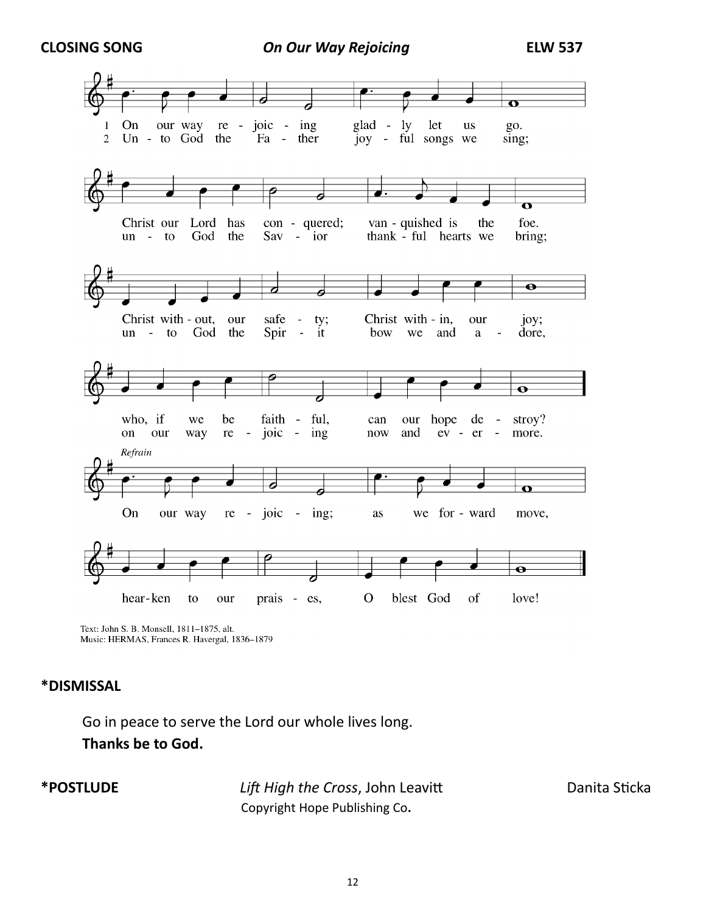**CLOSING SONG** *On Our Way Rejoicing* **ELW 537**

1 On our way rejoicing gladly let us go.
Christ our Lord has conquered; vanquished is the foe.
Christ without, our safety; Christ within, our joy;
who, if we be faithful, can our hope destroy?

2 Unto God the Father joyful songs we sing;
unto God the Savior thankful hearts we bring;
unto God the Spirit bow we and adore,
on our way rejoicing now and evermore.

*Refrain*
On our way rejoicing; as we forward move,
hearken to our praises, O blest God of love!

Text: John S. B. Monsell, 1811–1875, alt.
Music: HERMAS, Frances R. Havergal, 1836–1879

**\*DISMISSAL**

Go in peace to serve the Lord our whole lives long.
**Thanks be to God.**

**\*POSTLUDE** *Lift High the Cross*, John Leavitt Danita Sticka
Copyright Hope Publishing Co.